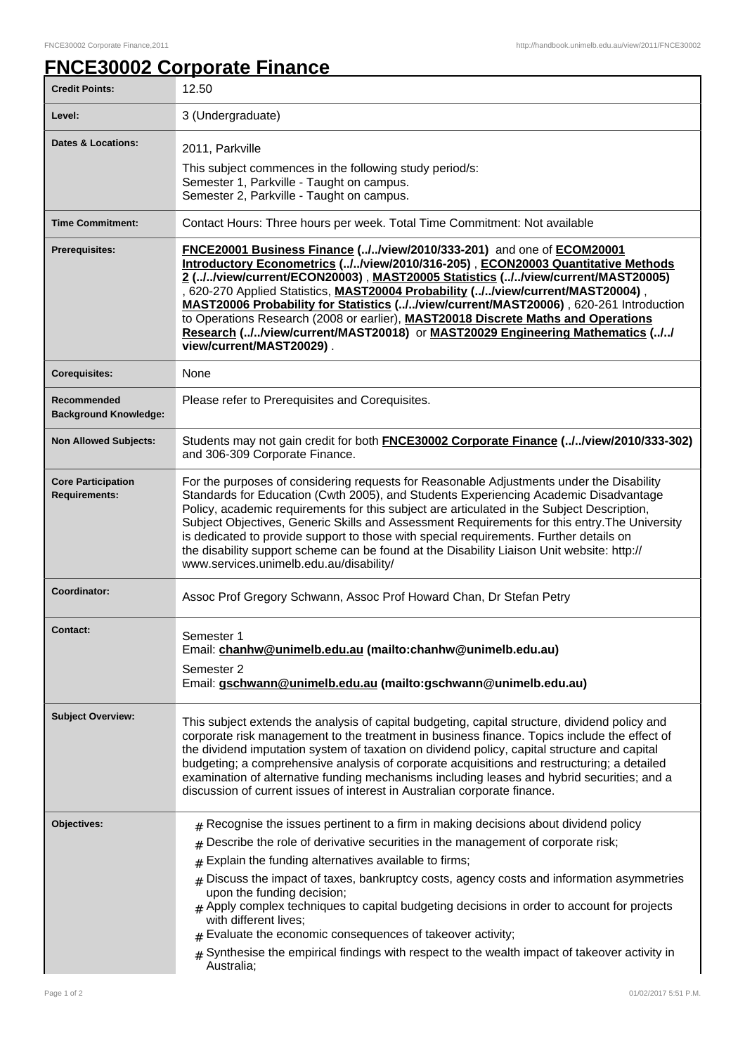# FNCE30002 Corporate Finance

| | |
|---|---|
| **Credit Points:** | 12.50 |
| **Level:** | 3 (Undergraduate) |
| **Dates & Locations:** | 2011, Parkville<br>This subject commences in the following study period/s:<br>Semester 1, Parkville - Taught on campus.<br>Semester 2, Parkville - Taught on campus. |
| **Time Commitment:** | Contact Hours: Three hours per week. Total Time Commitment: Not available |
| **Prerequisites:** | **FNCE20001 Business Finance (../../view/2010/333-201)** and one of **ECOM20001 Introductory Econometrics (../../view/2010/316-205)** , **ECON20003 Quantitative Methods 2 (../../view/current/ECON20003)** , **MAST20005 Statistics (../../view/current/MAST20005)** , 620-270 Applied Statistics, **MAST20004 Probability (../../view/current/MAST20004)** , **MAST20006 Probability for Statistics (../../view/current/MAST20006)** , 620-261 Introduction to Operations Research (2008 or earlier), **MAST20018 Discrete Maths and Operations Research (../../view/current/MAST20018)** or **MAST20029 Engineering Mathematics (../../ view/current/MAST20029)** . |
| **Corequisites:** | None |
| **Recommended Background Knowledge:** | Please refer to Prerequisites and Corequisites. |
| **Non Allowed Subjects:** | Students may not gain credit for both **FNCE30002 Corporate Finance (../../view/2010/333-302)** and 306-309 Corporate Finance. |
| **Core Participation Requirements:** | For the purposes of considering requests for Reasonable Adjustments under the Disability Standards for Education (Cwth 2005), and Students Experiencing Academic Disadvantage Policy, academic requirements for this subject are articulated in the Subject Description, Subject Objectives, Generic Skills and Assessment Requirements for this entry.The University is dedicated to provide support to those with special requirements. Further details on the disability support scheme can be found at the Disability Liaison Unit website: http:// www.services.unimelb.edu.au/disability/ |
| **Coordinator:** | Assoc Prof Gregory Schwann, Assoc Prof Howard Chan, Dr Stefan Petry |
| **Contact:** | Semester 1<br>Email: **chanhw@unimelb.edu.au (mailto:chanhw@unimelb.edu.au)**<br>Semester 2<br>Email: **gschwann@unimelb.edu.au (mailto:gschwann@unimelb.edu.au)** |
| **Subject Overview:** | This subject extends the analysis of capital budgeting, capital structure, dividend policy and corporate risk management to the treatment in business finance. Topics include the effect of the dividend imputation system of taxation on dividend policy, capital structure and capital budgeting; a comprehensive analysis of corporate acquisitions and restructuring; a detailed examination of alternative funding mechanisms including leases and hybrid securities; and a discussion of current issues of interest in Australian corporate finance. |
| **Objectives:** | # Recognise the issues pertinent to a firm in making decisions about dividend policy<br># Describe the role of derivative securities in the management of corporate risk;<br># Explain the funding alternatives available to firms;<br># Discuss the impact of taxes, bankruptcy costs, agency costs and information asymmetries upon the funding decision;<br># Apply complex techniques to capital budgeting decisions in order to account for projects with different lives;<br># Evaluate the economic consequences of takeover activity;<br># Synthesise the empirical findings with respect to the wealth impact of takeover activity in Australia; |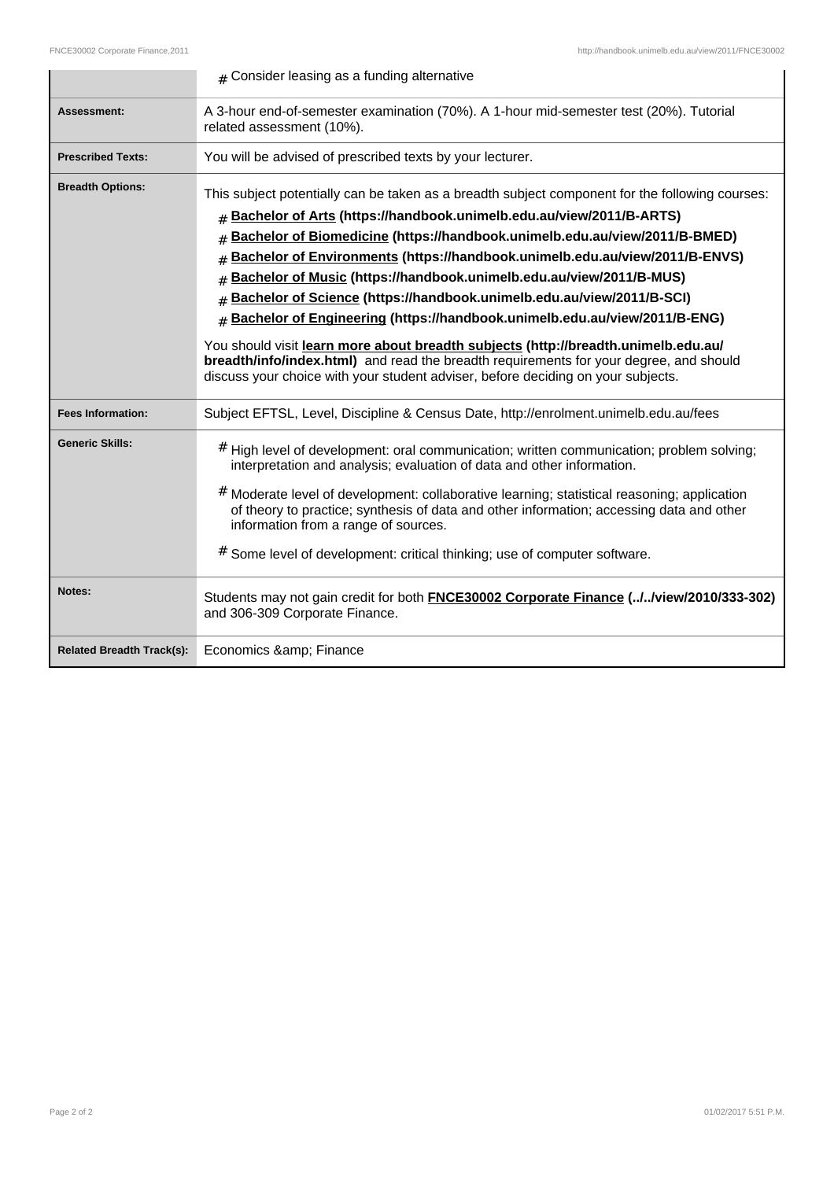| | |
|---|---|
| | # Consider leasing as a funding alternative |
| **Assessment:** | A 3-hour end-of-semester examination (70%). A 1-hour mid-semester test (20%). Tutorial related assessment (10%). |
| **Prescribed Texts:** | You will be advised of prescribed texts by your lecturer. |
| **Breadth Options:** | This subject potentially can be taken as a breadth subject component for the following courses: # **Bachelor of Arts (https://handbook.unimelb.edu.au/view/2011/B-ARTS)** # **Bachelor of Biomedicine (https://handbook.unimelb.edu.au/view/2011/B-BMED)** # **Bachelor of Environments (https://handbook.unimelb.edu.au/view/2011/B-ENVS)** # **Bachelor of Music (https://handbook.unimelb.edu.au/view/2011/B-MUS)** # **Bachelor of Science (https://handbook.unimelb.edu.au/view/2011/B-SCI)** # **Bachelor of Engineering (https://handbook.unimelb.edu.au/view/2011/B-ENG)** You should visit **learn more about breadth subjects (http://breadth.unimelb.edu.au/breadth/info/index.html)** and read the breadth requirements for your degree, and should discuss your choice with your student adviser, before deciding on your subjects. |
| **Fees Information:** | Subject EFTSL, Level, Discipline & Census Date, http://enrolment.unimelb.edu.au/fees |
| **Generic Skills:** | # High level of development: oral communication; written communication; problem solving; interpretation and analysis; evaluation of data and other information. # Moderate level of development: collaborative learning; statistical reasoning; application of theory to practice; synthesis of data and other information; accessing data and other information from a range of sources. # Some level of development: critical thinking; use of computer software. |
| **Notes:** | Students may not gain credit for both **FNCE30002 Corporate Finance (../../view/2010/333-302)** and 306-309 Corporate Finance. |
| **Related Breadth Track(s):** | Economics &amp; Finance |